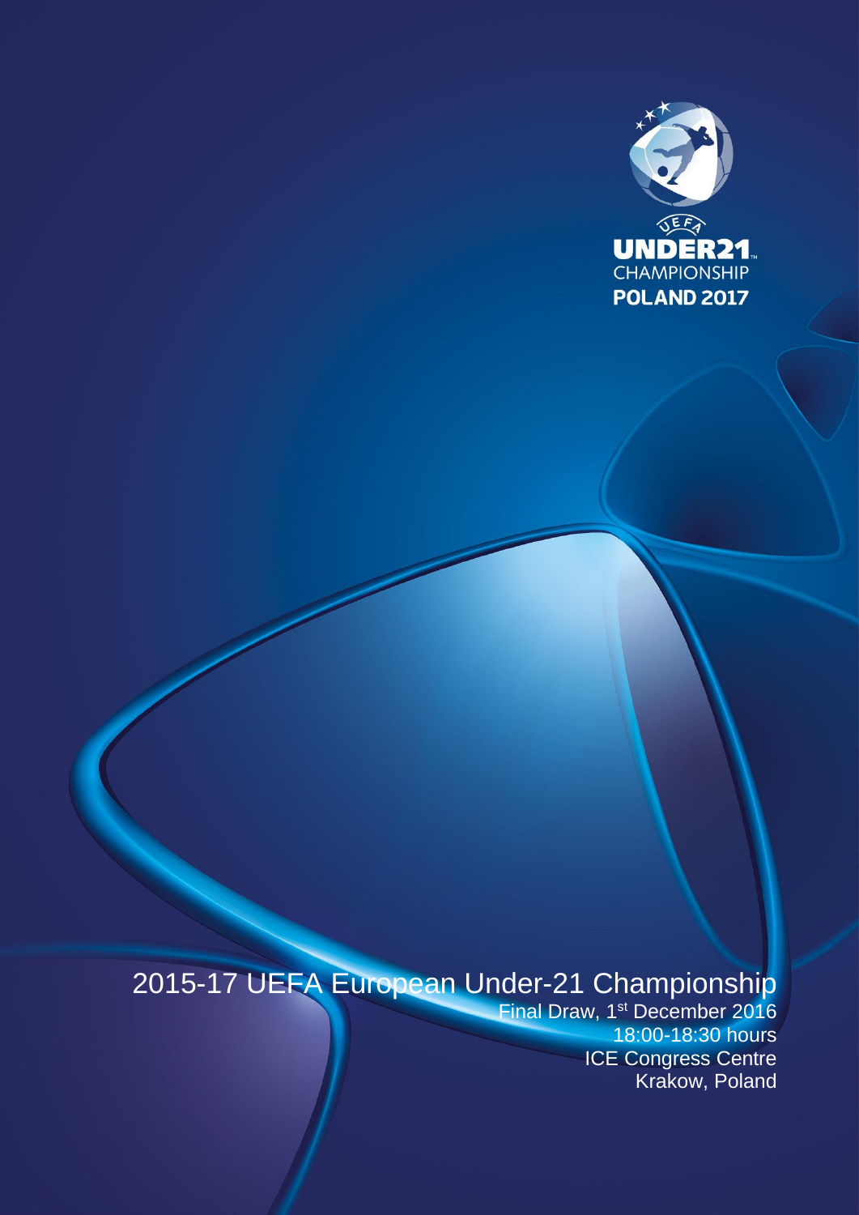UEFA UNDER21 CHAMPIONSHIP POLAND 2017

# 2015-17 UEFA European Under-21 Championship

Final Draw, 1st December 2016
18:00-18:30 hours
ICE Congress Centre
Krakow, Poland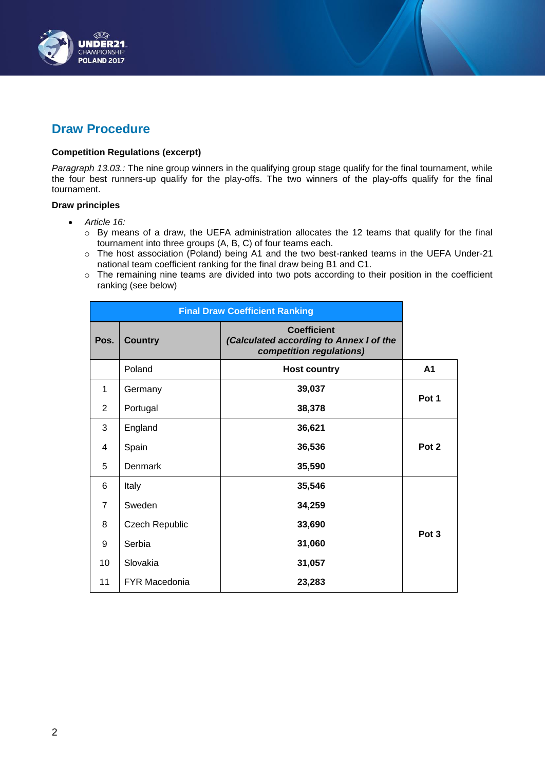## Draw Procedure

**Competition Regulations (excerpt)**

*Paragraph 13.03.:* The nine group winners in the qualifying group stage qualify for the final tournament, while the four best runners-up qualify for the play-offs. The two winners of the play-offs qualify for the final tournament.

**Draw principles**

- *Article 16:*
  - By means of a draw, the UEFA administration allocates the 12 teams that qualify for the final tournament into three groups (A, B, C) of four teams each.
  - The host association (Poland) being A1 and the two best-ranked teams in the UEFA Under-21 national team coefficient ranking for the final draw being B1 and C1.
  - The remaining nine teams are divided into two pots according to their position in the coefficient ranking (see below)

| Final Draw Coefficient Ranking | | | |
|---|---|---|---|
| **Pos.** | **Country** | **Coefficient** *(Calculated according to Annex I of the competition regulations)* | |
| | Poland | **Host country** | **A1** |
| 1 | Germany | **39,037** | **Pot 1** |
| 2 | Portugal | **38,378** | **Pot 1** |
| 3 | England | **36,621** | **Pot 2** |
| 4 | Spain | **36,536** | **Pot 2** |
| 5 | Denmark | **35,590** | **Pot 2** |
| 6 | Italy | **35,546** | **Pot 3** |
| 7 | Sweden | **34,259** | **Pot 3** |
| 8 | Czech Republic | **33,690** | **Pot 3** |
| 9 | Serbia | **31,060** | **Pot 3** |
| 10 | Slovakia | **31,057** | **Pot 3** |
| 11 | FYR Macedonia | **23,283** | **Pot 3** |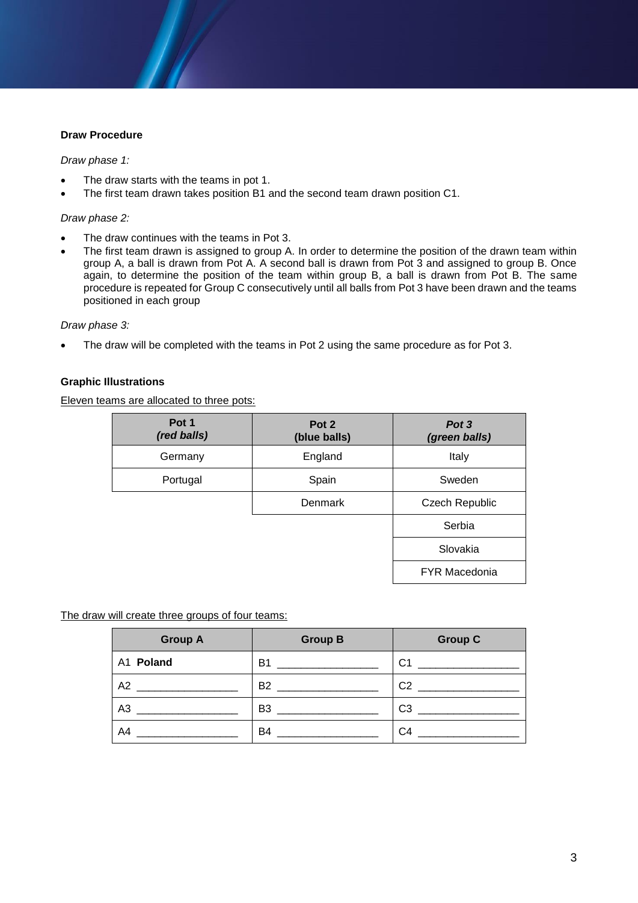**Draw Procedure**

*Draw phase 1:*

- The draw starts with the teams in pot 1.
- The first team drawn takes position B1 and the second team drawn position C1.

*Draw phase 2:*

- The draw continues with the teams in Pot 3.
- The first team drawn is assigned to group A. In order to determine the position of the drawn team within group A, a ball is drawn from Pot A. A second ball is drawn from Pot 3 and assigned to group B. Once again, to determine the position of the team within group B, a ball is drawn from Pot B. The same procedure is repeated for Group C consecutively until all balls from Pot 3 have been drawn and the teams positioned in each group

*Draw phase 3:*

- The draw will be completed with the teams in Pot 2 using the same procedure as for Pot 3.

**Graphic Illustrations**

Eleven teams are allocated to three pots:

| **Pot 1** ***(red balls)*** | **Pot 2** **(blue balls)** | ***Pot 3*** ***(green balls)*** |
|---|---|---|
| Germany | England | Italy |
| Portugal | Spain | Sweden |
| | Denmark | Czech Republic |
| | | Serbia |
| | | Slovakia |
| | | FYR Macedonia |

The draw will create three groups of four teams:

| **Group A** | **Group B** | **Group C** |
|---|---|---|
| A1 **Poland** | B1 _________________ | C1 _________________ |
| A2 _________________ | B2 _________________ | C2 _________________ |
| A3 _________________ | B3 _________________ | C3 _________________ |
| A4 _________________ | B4 _________________ | C4 _________________ |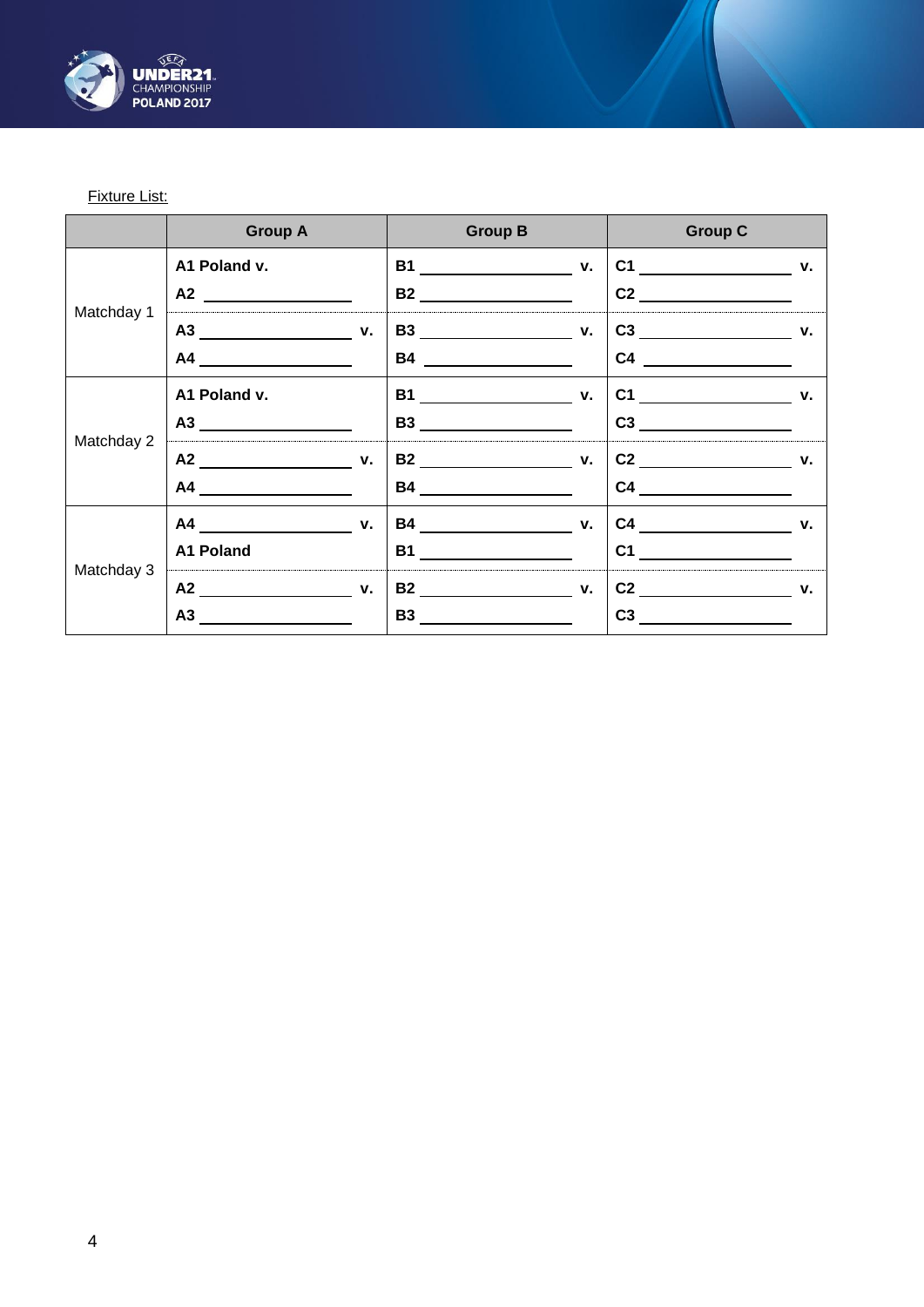Fixture List:

| | Group A | Group B | Group C |
|---|---|---|---|
| Matchday 1 | **A1 Poland v.**<br>**A2** ________________ | **B1** ________________ **v.**<br>**B2** ________________ | **C1** ________________ **v.**<br>**C2** ________________ |
| | **A3** ________________ **v.**<br>**A4** ________________ | **B3** ________________ **v.**<br>**B4** ________________ | **C3** ________________ **v.**<br>**C4** ________________ |
| Matchday 2 | **A1 Poland v.**<br>**A3** ________________ | **B1** ________________ **v.**<br>**B3** ________________ | **C1** ________________ **v.**<br>**C3** ________________ |
| | **A2** ________________ **v.**<br>**A4** ________________ | **B2** ________________ **v.**<br>**B4** ________________ | **C2** ________________ **v.**<br>**C4** ________________ |
| Matchday 3 | **A4** ________________ **v.**<br>**A1 Poland** | **B4** ________________ **v.**<br>**B1** ________________ | **C4** ________________ **v.**<br>**C1** ________________ |
| | **A2** ________________ **v.**<br>**A3** ________________ | **B2** ________________ **v.**<br>**B3** ________________ | **C2** ________________ **v.**<br>**C3** ________________ |